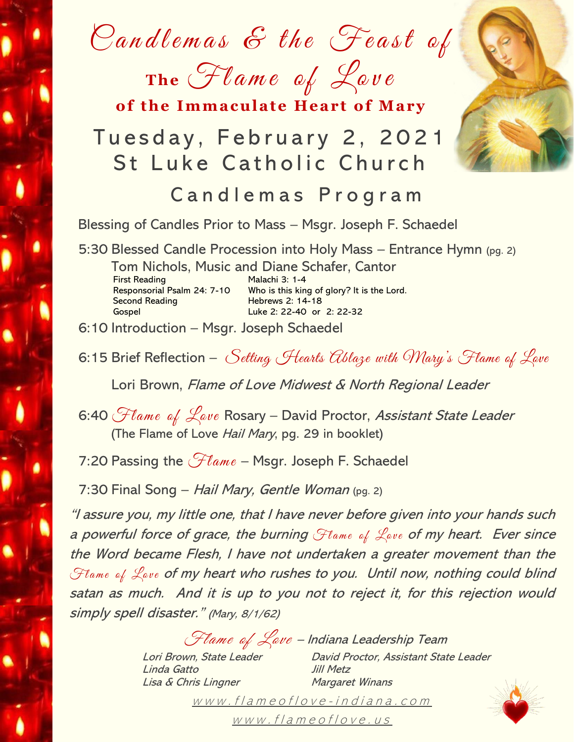# Candlemas & the Feast of The Flame of Love of the Immaculate Heart of Mary

## Tuesday, February 2, 2021
## St Luke Catholic Church

## Candlemas Program

Blessing of Candles Prior to Mass – Msgr. Joseph F. Schaedel

5:30 Blessed Candle Procession into Holy Mass – Entrance Hymn (pg. 2)
Tom Nichols, Music and Diane Schafer, Cantor

| | |
|---|---|
| First Reading | Malachi 3: 1-4 |
| Responsorial Psalm 24: 7-10 | Who is this king of glory? It is the Lord. |
| Second Reading | Hebrews 2: 14-18 |
| Gospel | Luke 2: 22-40 or 2: 22-32 |

6:10 Introduction – Msgr. Joseph Schaedel

6:15 Brief Reflection – *Setting Hearts Ablaze with Mary's Flame of Love*
Lori Brown, *Flame of Love Midwest & North Regional Leader*

6:40 *Flame of Love* Rosary – David Proctor, *Assistant State Leader*
(The Flame of Love *Hail Mary*, pg. 29 in booklet)

7:20 Passing the *Flame* – Msgr. Joseph F. Schaedel

7:30 Final Song – *Hail Mary, Gentle Woman* (pg. 2)

*"I assure you, my little one, that I have never before given into your hands such a powerful force of grace, the burning Flame of Love of my heart. Ever since the Word became Flesh, I have not undertaken a greater movement than the Flame of Love of my heart who rushes to you. Until now, nothing could blind satan as much. And it is up to you not to reject it, for this rejection would simply spell disaster." (Mary, 8/1/62)*

*Flame of Love – Indiana Leadership Team*

*Lori Brown, State Leader*
*David Proctor, Assistant State Leader*
*Linda Gatto*
*Jill Metz*
*Lisa & Chris Lingner*
*Margaret Winans*

www.flameoflove-indiana.com
www.flameoflove.us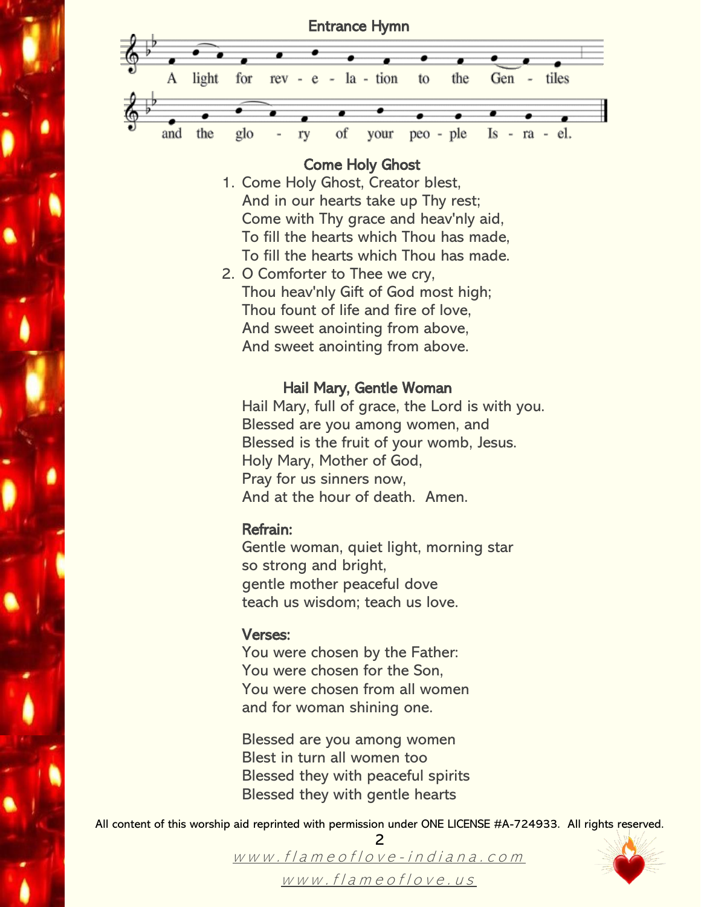## Entrance Hymn

A light for rev - e - la - tion to the Gen - tiles
and the glo - ry of your peo - ple Is - ra - el.

## Come Holy Ghost

1. Come Holy Ghost, Creator blest,
   And in our hearts take up Thy rest;
   Come with Thy grace and heav'nly aid,
   To fill the hearts which Thou has made,
   To fill the hearts which Thou has made.
2. O Comforter to Thee we cry,
   Thou heav'nly Gift of God most high;
   Thou fount of life and fire of love,
   And sweet anointing from above,
   And sweet anointing from above.

## Hail Mary, Gentle Woman

Hail Mary, full of grace, the Lord is with you.
Blessed are you among women, and
Blessed is the fruit of your womb, Jesus.
Holy Mary, Mother of God,
Pray for us sinners now,
And at the hour of death. Amen.

**Refrain:**

Gentle woman, quiet light, morning star
so strong and bright,
gentle mother peaceful dove
teach us wisdom; teach us love.

**Verses:**

You were chosen by the Father:
You were chosen for the Son,
You were chosen from all women
and for woman shining one.

Blessed are you among women
Blest in turn all women too
Blessed they with peaceful spirits
Blessed they with gentle hearts

All content of this worship aid reprinted with permission under ONE LICENSE #A-724933. All rights reserved.

www.flameoflove-indiana.com

www.flameoflove.us